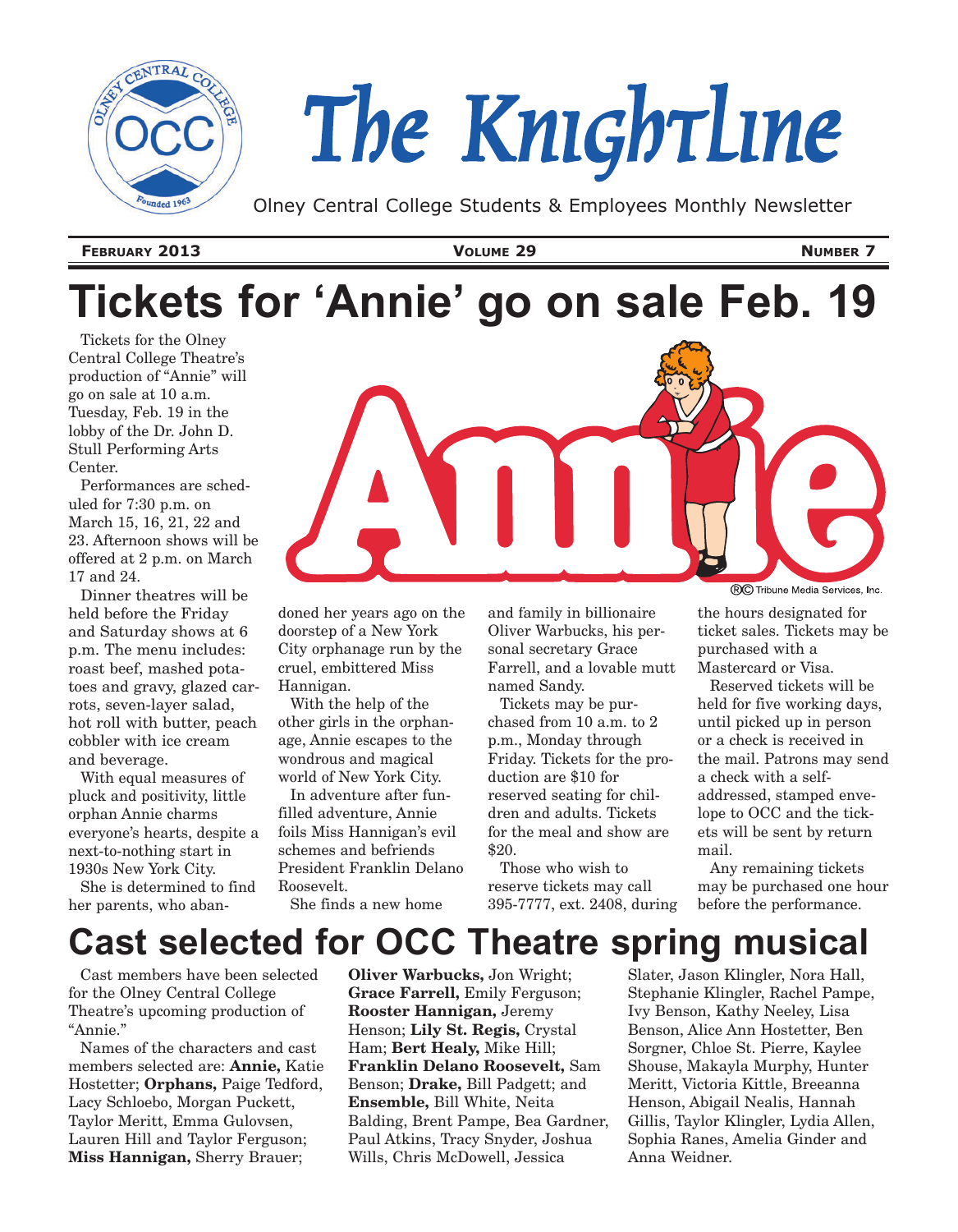# The KnightLine

Olney Central College Students & Employees Monthly Newsletter

**FEBRUARY 2013** **VOLUME 29** **NUMBER 7**

# Tickets for 'Annie' go on sale Feb. 19

Tickets for the Olney Central College Theatre's production of "Annie" will go on sale at 10 a.m. Tuesday, Feb. 19 in the lobby of the Dr. John D. Stull Performing Arts Center.

Performances are scheduled for 7:30 p.m. on March 15, 16, 21, 22 and 23. Afternoon shows will be offered at 2 p.m. on March 17 and 24.

Dinner theatres will be held before the Friday and Saturday shows at 6 p.m. The menu includes: roast beef, mashed potatoes and gravy, glazed carrots, seven-layer salad, hot roll with butter, peach cobbler with ice cream and beverage.

With equal measures of pluck and positivity, little orphan Annie charms everyone's hearts, despite a next-to-nothing start in 1930s New York City.

She is determined to find her parents, who abandoned her years ago on the doorstep of a New York City orphanage run by the cruel, embittered Miss Hannigan.

With the help of the other girls in the orphanage, Annie escapes to the wondrous and magical world of New York City.

In adventure after fun-filled adventure, Annie foils Miss Hannigan's evil schemes and befriends President Franklin Delano Roosevelt.

She finds a new home and family in billionaire Oliver Warbucks, his personal secretary Grace Farrell, and a lovable mutt named Sandy.

Tickets may be purchased from 10 a.m. to 2 p.m., Monday through Friday. Tickets for the production are $10 for reserved seating for children and adults. Tickets for the meal and show are $20.

Those who wish to reserve tickets may call 395-7777, ext. 2408, during the hours designated for ticket sales. Tickets may be purchased with a Mastercard or Visa.

Reserved tickets will be held for five working days, until picked up in person or a check is received in the mail. Patrons may send a check with a self-addressed, stamped envelope to OCC and the tickets will be sent by return mail.

Any remaining tickets may be purchased one hour before the performance.

# Cast selected for OCC Theatre spring musical

Cast members have been selected for the Olney Central College Theatre's upcoming production of "Annie."

Names of the characters and cast members selected are: **Annie,** Katie Hostetter; **Orphans,** Paige Tedford, Lacy Schloebo, Morgan Puckett, Taylor Meritt, Emma Gulovsen, Lauren Hill and Taylor Ferguson; **Miss Hannigan,** Sherry Brauer; **Oliver Warbucks,** Jon Wright; **Grace Farrell,** Emily Ferguson; **Rooster Hannigan,** Jeremy Henson; **Lily St. Regis,** Crystal Ham; **Bert Healy,** Mike Hill; **Franklin Delano Roosevelt,** Sam Benson; **Drake,** Bill Padgett; and **Ensemble,** Bill White, Neita Balding, Brent Pampe, Bea Gardner, Paul Atkins, Tracy Snyder, Joshua Wills, Chris McDowell, Jessica Slater, Jason Klingler, Nora Hall, Stephanie Klingler, Rachel Pampe, Ivy Benson, Kathy Neeley, Lisa Benson, Alice Ann Hostetter, Ben Sorgner, Chloe St. Pierre, Kaylee Shouse, Makayla Murphy, Hunter Meritt, Victoria Kittle, Breeanna Henson, Abigail Nealis, Hannah Gillis, Taylor Klingler, Lydia Allen, Sophia Ranes, Amelia Ginder and Anna Weidner.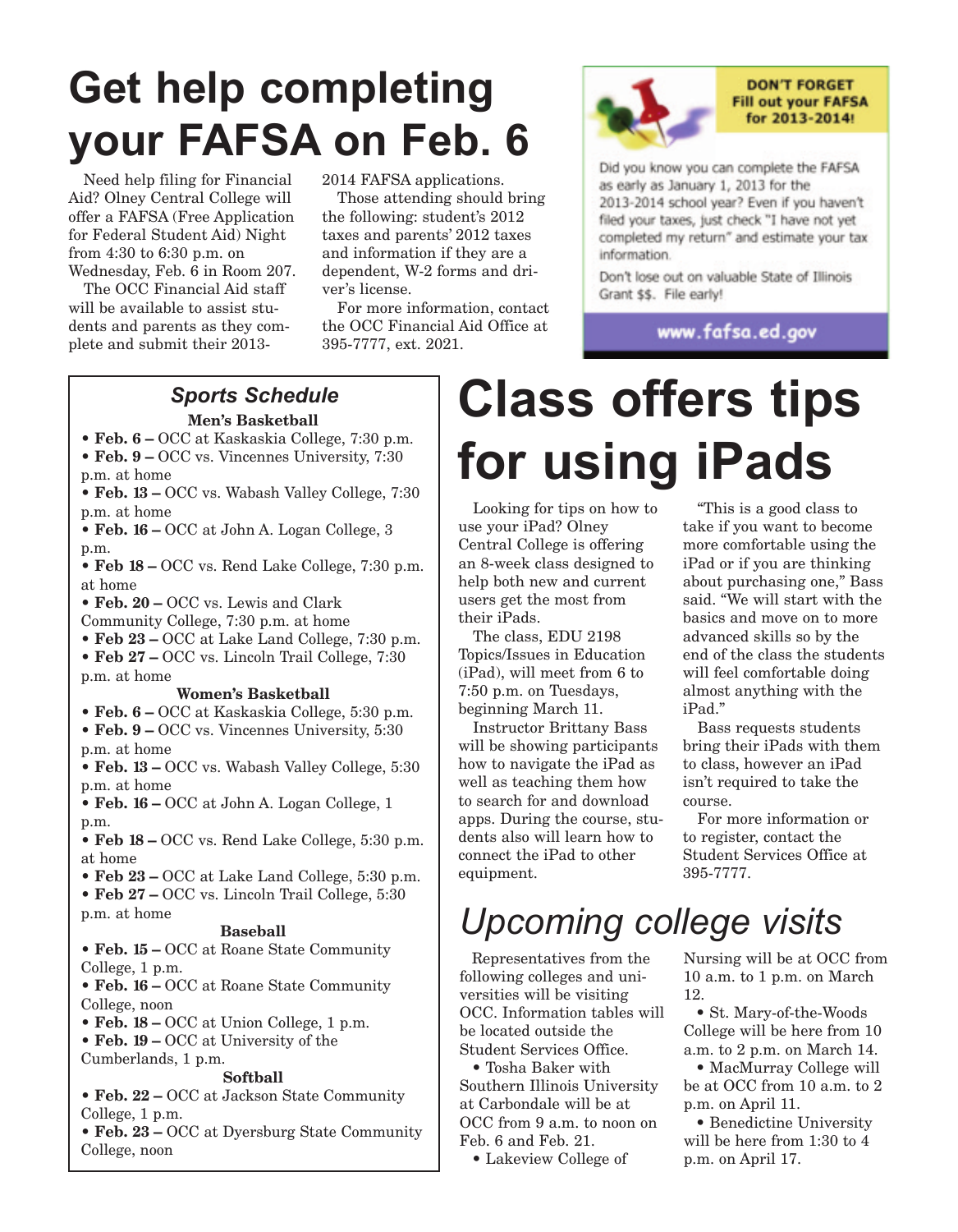# Get help completing your FAFSA on Feb. 6

Need help filing for Financial Aid? Olney Central College will offer a FAFSA (Free Application for Federal Student Aid) Night from 4:30 to 6:30 p.m. on Wednesday, Feb. 6 in Room 207.

The OCC Financial Aid staff will be available to assist students and parents as they complete and submit their 2013-2014 FAFSA applications.

Those attending should bring the following: student's 2012 taxes and parents' 2012 taxes and information if they are a dependent, W-2 forms and driver's license.

For more information, contact the OCC Financial Aid Office at 395-7777, ext. 2021.

**DON'T FORGET**
**Fill out your FAFSA for 2013-2014!**

Did you know you can complete the FAFSA as early as January 1, 2013 for the 2013-2014 school year? Even if you haven't filed your taxes, just check "I have not yet completed my return" and estimate your tax information.

Don't lose out on valuable State of Illinois Grant $$. File early!

**www.fafsa.ed.gov**

## *Sports Schedule*

### Men's Basketball

- **Feb. 6 –** OCC at Kaskaskia College, 7:30 p.m.
- **Feb. 9 –** OCC vs. Vincennes University, 7:30 p.m. at home
- **Feb. 13 –** OCC vs. Wabash Valley College, 7:30 p.m. at home
- **Feb. 16 –** OCC at John A. Logan College, 3 p.m.
- **Feb 18 –** OCC vs. Rend Lake College, 7:30 p.m. at home
- **Feb. 20 –** OCC vs. Lewis and Clark Community College, 7:30 p.m. at home
- **Feb 23 –** OCC at Lake Land College, 7:30 p.m.
- **Feb 27 –** OCC vs. Lincoln Trail College, 7:30 p.m. at home

### Women's Basketball

- **Feb. 6 –** OCC at Kaskaskia College, 5:30 p.m.
- **Feb. 9 –** OCC vs. Vincennes University, 5:30 p.m. at home
- **Feb. 13 –** OCC vs. Wabash Valley College, 5:30 p.m. at home
- **Feb. 16 –** OCC at John A. Logan College, 1 p.m.
- **Feb 18 –** OCC vs. Rend Lake College, 5:30 p.m. at home
- **Feb 23 –** OCC at Lake Land College, 5:30 p.m.
- **Feb 27 –** OCC vs. Lincoln Trail College, 5:30 p.m. at home

### Baseball

- **Feb. 15 –** OCC at Roane State Community College, 1 p.m.
- **Feb. 16 –** OCC at Roane State Community College, noon
- **Feb. 18 –** OCC at Union College, 1 p.m.
- **Feb. 19 –** OCC at University of the Cumberlands, 1 p.m.

### Softball

- **Feb. 22 –** OCC at Jackson State Community College, 1 p.m.
- **Feb. 23 –** OCC at Dyersburg State Community College, noon

# Class offers tips for using iPads

Looking for tips on how to use your iPad? Olney Central College is offering an 8-week class designed to help both new and current users get the most from their iPads.

The class, EDU 2198 Topics/Issues in Education (iPad), will meet from 6 to 7:50 p.m. on Tuesdays, beginning March 11.

Instructor Brittany Bass will be showing participants how to navigate the iPad as well as teaching them how to search for and download apps. During the course, students also will learn how to connect the iPad to other equipment.

"This is a good class to take if you want to become more comfortable using the iPad or if you are thinking about purchasing one," Bass said. "We will start with the basics and move on to more advanced skills so by the end of the class the students will feel comfortable doing almost anything with the iPad."

Bass requests students bring their iPads with them to class, however an iPad isn't required to take the course.

For more information or to register, contact the Student Services Office at 395-7777.

# *Upcoming college visits*

Representatives from the following colleges and universities will be visiting OCC. Information tables will be located outside the Student Services Office.

- Tosha Baker with Southern Illinois University at Carbondale will be at OCC from 9 a.m. to noon on Feb. 6 and Feb. 21.
- Lakeview College of Nursing will be at OCC from 10 a.m. to 1 p.m. on March 12.
- St. Mary-of-the-Woods College will be here from 10 a.m. to 2 p.m. on March 14.
- MacMurray College will be at OCC from 10 a.m. to 2 p.m. on April 11.
- Benedictine University will be here from 1:30 to 4 p.m. on April 17.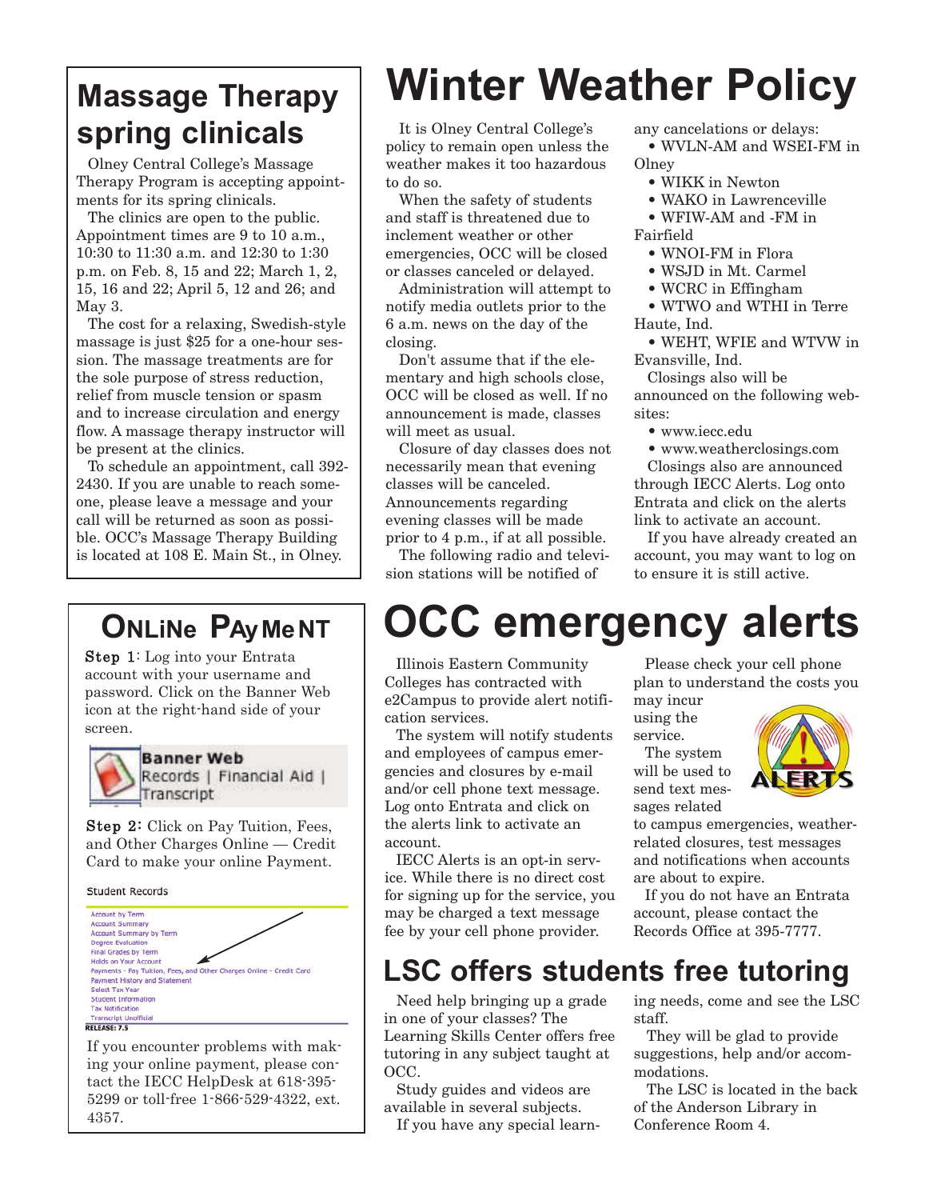## Massage Therapy spring clinicals

Olney Central College's Massage Therapy Program is accepting appointments for its spring clinicals.

The clinics are open to the public. Appointment times are 9 to 10 a.m., 10:30 to 11:30 a.m. and 12:30 to 1:30 p.m. on Feb. 8, 15 and 22; March 1, 2, 15, 16 and 22; April 5, 12 and 26; and May 3.

The cost for a relaxing, Swedish-style massage is just $25 for a one-hour session. The massage treatments are for the sole purpose of stress reduction, relief from muscle tension or spasm and to increase circulation and energy flow. A massage therapy instructor will be present at the clinics.

To schedule an appointment, call 392-2430. If you are unable to reach someone, please leave a message and your call will be returned as soon as possible. OCC's Massage Therapy Building is located at 108 E. Main St., in Olney.

# Winter Weather Policy

It is Olney Central College's policy to remain open unless the weather makes it too hazardous to do so.

When the safety of students and staff is threatened due to inclement weather or other emergencies, OCC will be closed or classes canceled or delayed.

Administration will attempt to notify media outlets prior to the 6 a.m. news on the day of the closing.

Don't assume that if the elementary and high schools close, OCC will be closed as well. If no announcement is made, classes will meet as usual.

Closure of day classes does not necessarily mean that evening classes will be canceled. Announcements regarding evening classes will be made prior to 4 p.m., if at all possible.

The following radio and television stations will be notified of any cancelations or delays:

- WVLN-AM and WSEI-FM in Olney
- WIKK in Newton
- WAKO in Lawrenceville
- WFIW-AM and -FM in Fairfield
- WNOI-FM in Flora
- WSJD in Mt. Carmel
- WCRC in Effingham
- WTWO and WTHI in Terre Haute, Ind.
- WEHT, WFIE and WTVW in Evansville, Ind.

Closings also will be announced on the following websites:

- www.iecc.edu
- www.weatherclosings.com

Closings also are announced through IECC Alerts. Log onto Entrata and click on the alerts link to activate an account.

If you have already created an account, you may want to log on to ensure it is still active.

## ONLiNe PAyMeNT

**Step 1**: Log into your Entrata account with your username and password. Click on the Banner Web icon at the right-hand side of your screen.

**Banner Web**
Records | Financial Aid | Transcript

**Step 2:** Click on Pay Tuition, Fees, and Other Charges Online — Credit Card to make your online Payment.

Student Records

- Account by Term
- Account Summary
- Account Summary by Term
- Degree Evaluation
- Final Grades by Term
- Holds on Your Account
- Payments - Pay Tuition, Fees, and Other Charges Online - Credit Card
- Payment History and Statement
- Select Tax Year
- Student Information
- Tax Notification
- Transcript Unofficial

RELEASE: 7.5

If you encounter problems with making your online payment, please contact the IECC HelpDesk at 618-395-5299 or toll-free 1-866-529-4322, ext. 4357.

# OCC emergency alerts

Illinois Eastern Community Colleges has contracted with e2Campus to provide alert notification services.

The system will notify students and employees of campus emergencies and closures by e-mail and/or cell phone text message. Log onto Entrata and click on the alerts link to activate an account.

IECC Alerts is an opt-in service. While there is no direct cost for signing up for the service, you may be charged a text message fee by your cell phone provider.

Please check your cell phone plan to understand the costs you may incur using the service.

The system will be used to send text messages related to campus emergencies, weather-related closures, test messages and notifications when accounts are about to expire.

If you do not have an Entrata account, please contact the Records Office at 395-7777.

## LSC offers students free tutoring

Need help bringing up a grade in one of your classes? The Learning Skills Center offers free tutoring in any subject taught at OCC.

Study guides and videos are available in several subjects.

If you have any special learning needs, come and see the LSC staff.

They will be glad to provide suggestions, help and/or accommodations.

The LSC is located in the back of the Anderson Library in Conference Room 4.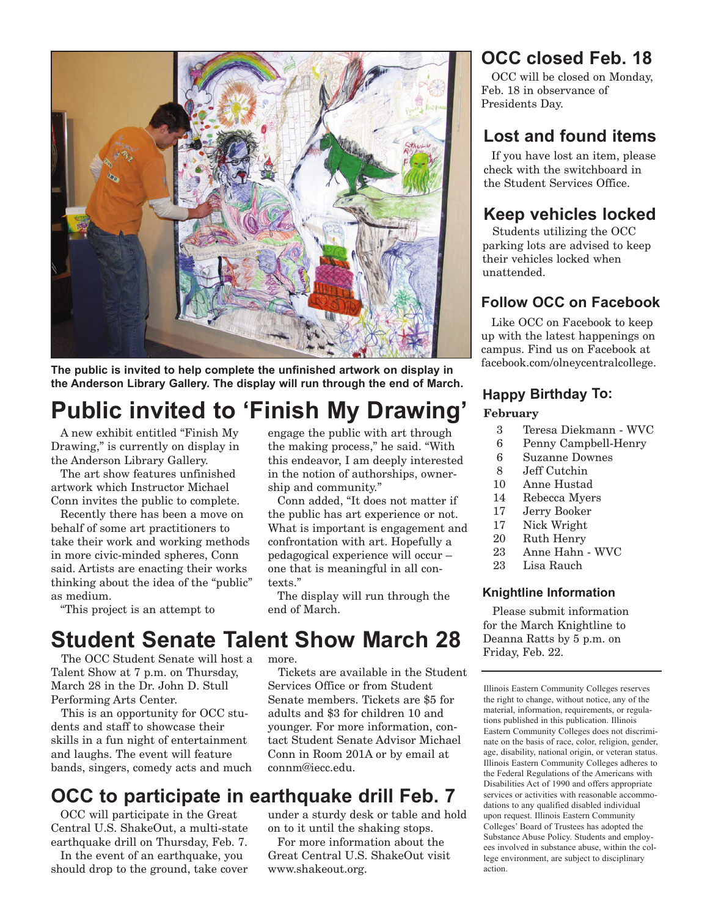The public is invited to help complete the unfinished artwork on display in the Anderson Library Gallery. The display will run through the end of March.

## Public invited to 'Finish My Drawing'

A new exhibit entitled "Finish My Drawing," is currently on display in the Anderson Library Gallery.

The art show features unfinished artwork which Instructor Michael Conn invites the public to complete.

Recently there has been a move on behalf of some art practitioners to take their work and working methods in more civic-minded spheres, Conn said. Artists are enacting their works thinking about the idea of the "public" as medium.

"This project is an attempt to engage the public with art through the making process," he said. "With this endeavor, I am deeply interested in the notion of authorships, ownership and community."

Conn added, "It does not matter if the public has art experience or not. What is important is engagement and confrontation with art. Hopefully a pedagogical experience will occur – one that is meaningful in all contexts."

The display will run through the end of March.

## Student Senate Talent Show March 28

The OCC Student Senate will host a Talent Show at 7 p.m. on Thursday, March 28 in the Dr. John D. Stull Performing Arts Center.

This is an opportunity for OCC students and staff to showcase their skills in a fun night of entertainment and laughs. The event will feature bands, singers, comedy acts and much more.

Tickets are available in the Student Services Office or from Student Senate members. Tickets are $5 for adults and $3 for children 10 and younger. For more information, contact Student Senate Advisor Michael Conn in Room 201A or by email at connm@iecc.edu.

## OCC to participate in earthquake drill Feb. 7

OCC will participate in the Great Central U.S. ShakeOut, a multi-state earthquake drill on Thursday, Feb. 7.

In the event of an earthquake, you should drop to the ground, take cover under a sturdy desk or table and hold on to it until the shaking stops.

For more information about the Great Central U.S. ShakeOut visit www.shakeout.org.

## OCC closed Feb. 18

OCC will be closed on Monday, Feb. 18 in observance of Presidents Day.

## Lost and found items

If you have lost an item, please check with the switchboard in the Student Services Office.

## Keep vehicles locked

Students utilizing the OCC parking lots are advised to keep their vehicles locked when unattended.

## Follow OCC on Facebook

Like OCC on Facebook to keep up with the latest happenings on campus. Find us on Facebook at facebook.com/olneycentralcollege.

## Happy Birthday To:

**February**

3 Teresa Diekmann - WVC
6 Penny Campbell-Henry
6 Suzanne Downes
8 Jeff Cutchin
10 Anne Hustad
14 Rebecca Myers
17 Jerry Booker
17 Nick Wright
20 Ruth Henry
23 Anne Hahn - WVC
23 Lisa Rauch

### Knightline Information

Please submit information for the March Knightline to Deanna Ratts by 5 p.m. on Friday, Feb. 22.

Illinois Eastern Community Colleges reserves the right to change, without notice, any of the material, information, requirements, or regulations published in this publication. Illinois Eastern Community Colleges does not discriminate on the basis of race, color, religion, gender, age, disability, national origin, or veteran status. Illinois Eastern Community Colleges adheres to the Federal Regulations of the Americans with Disabilities Act of 1990 and offers appropriate services or activities with reasonable accommodations to any qualified disabled individual upon request. Illinois Eastern Community Colleges' Board of Trustees has adopted the Substance Abuse Policy. Students and employees involved in substance abuse, within the college environment, are subject to disciplinary action.